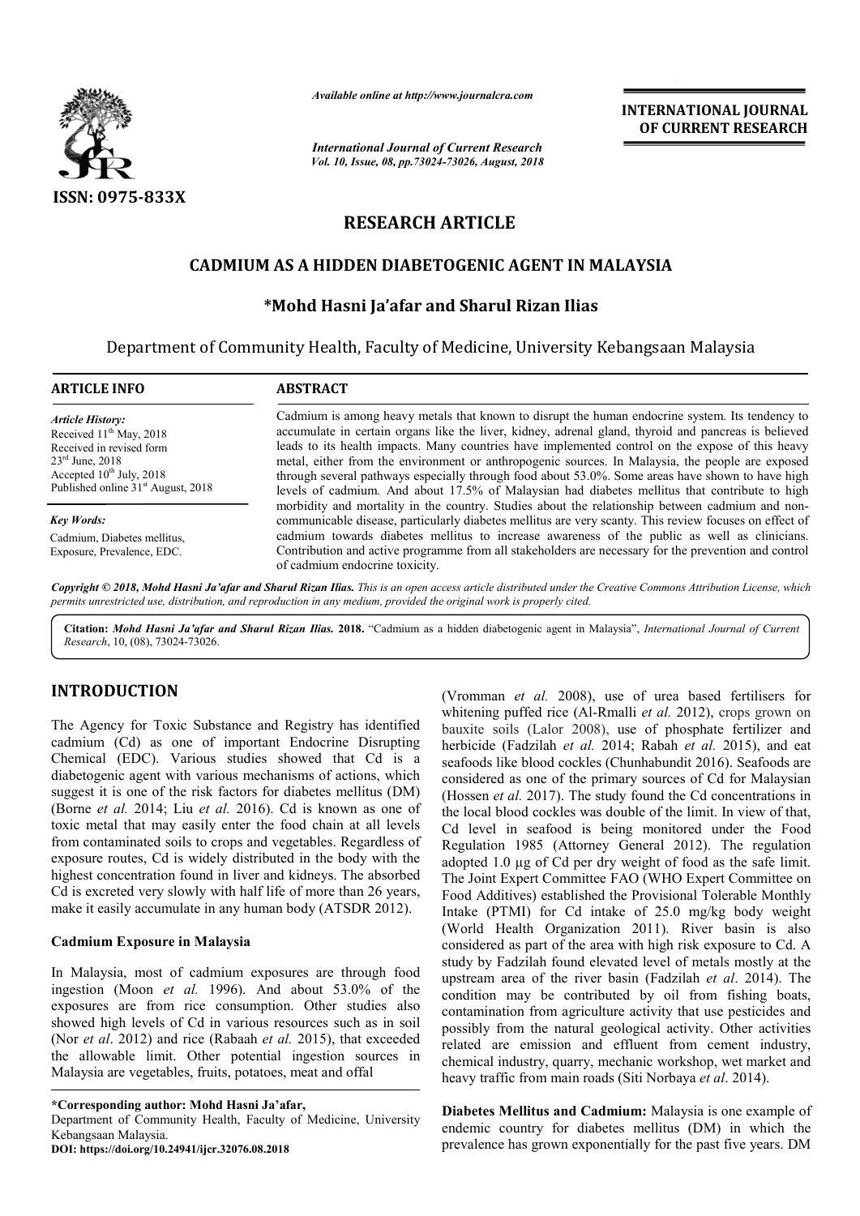ISSN: 0975-833X

*Available online at http://www.journalcra.com*

*International Journal of Current Research*
*Vol. 10, Issue, 08, pp.73024-73026, August, 2018*

**INTERNATIONAL JOURNAL OF CURRENT RESEARCH**

# RESEARCH ARTICLE

## CADMIUM AS A HIDDEN DIABETOGENIC AGENT IN MALAYSIA

**\*Mohd Hasni Ja'afar and Sharul Rizan Ilias**

Department of Community Health, Faculty of Medicine, University Kebangsaan Malaysia

**ARTICLE INFO**

*Article History:*
Received 11th May, 2018
Received in revised form 23rd June, 2018
Accepted 10th July, 2018
Published online 31st August, 2018

*Key Words:*
Cadmium, Diabetes mellitus, Exposure, Prevalence, EDC.

**ABSTRACT**

Cadmium is among heavy metals that known to disrupt the human endocrine system. Its tendency to accumulate in certain organs like the liver, kidney, adrenal gland, thyroid and pancreas is believed leads to its health impacts. Many countries have implemented control on the expose of this heavy metal, either from the environment or anthropogenic sources. In Malaysia, the people are exposed through several pathways especially through food about 53.0%. Some areas have shown to have high levels of cadmium. And about 17.5% of Malaysian had diabetes mellitus that contribute to high morbidity and mortality in the country. Studies about the relationship between cadmium and non-communicable disease, particularly diabetes mellitus are very scanty. This review focuses on effect of cadmium towards diabetes mellitus to increase awareness of the public as well as clinicians. Contribution and active programme from all stakeholders are necessary for the prevention and control of cadmium endocrine toxicity.

*Copyright © 2018, Mohd Hasni Ja'afar and Sharul Rizan Ilias. This is an open access article distributed under the Creative Commons Attribution License, which permits unrestricted use, distribution, and reproduction in any medium, provided the original work is properly cited.*

**Citation:** *Mohd Hasni Ja'afar and Sharul Rizan Ilias.* **2018.** "Cadmium as a hidden diabetogenic agent in Malaysia", *International Journal of Current Research*, 10, (08), 73024-73026.

# INTRODUCTION

The Agency for Toxic Substance and Registry has identified cadmium (Cd) as one of important Endocrine Disrupting Chemical (EDC). Various studies showed that Cd is a diabetogenic agent with various mechanisms of actions, which suggest it is one of the risk factors for diabetes mellitus (DM) (Borne *et al.* 2014; Liu *et al.* 2016). Cd is known as one of toxic metal that may easily enter the food chain at all levels from contaminated soils to crops and vegetables. Regardless of exposure routes, Cd is widely distributed in the body with the highest concentration found in liver and kidneys. The absorbed Cd is excreted very slowly with half life of more than 26 years, make it easily accumulate in any human body (ATSDR 2012).

### Cadmium Exposure in Malaysia

In Malaysia, most of cadmium exposures are through food ingestion (Moon *et al.* 1996). And about 53.0% of the exposures are from rice consumption. Other studies also showed high levels of Cd in various resources such as in soil (Nor *et al*. 2012) and rice (Rabaah *et al.* 2015), that exceeded the allowable limit. Other potential ingestion sources in Malaysia are vegetables, fruits, potatoes, meat and offal (Vromman *et al.* 2008), use of urea based fertilisers for whitening puffed rice (Al-Rmalli *et al.* 2012), crops grown on bauxite soils (Lalor 2008), use of phosphate fertilizer and herbicide (Fadzilah *et al.* 2014; Rabah *et al.* 2015), and eat seafoods like blood cockles (Chunhabundit 2016). Seafoods are considered as one of the primary sources of Cd for Malaysian (Hossen *et al.* 2017). The study found the Cd concentrations in the local blood cockles was double of the limit. In view of that, Cd level in seafood is being monitored under the Food Regulation 1985 (Attorney General 2012). The regulation adopted 1.0 µg of Cd per dry weight of food as the safe limit. The Joint Expert Committee FAO (WHO Expert Committee on Food Additives) established the Provisional Tolerable Monthly Intake (PTMI) for Cd intake of 25.0 mg/kg body weight (World Health Organization 2011). River basin is also considered as part of the area with high risk exposure to Cd. A study by Fadzilah found elevated level of metals mostly at the upstream area of the river basin (Fadzilah *et al*. 2014). The condition may be contributed by oil from fishing boats, contamination from agriculture activity that use pesticides and possibly from the natural geological activity. Other activities related are emission and effluent from cement industry, chemical industry, quarry, mechanic workshop, wet market and heavy traffic from main roads (Siti Norbaya *et al*. 2014).

**Diabetes Mellitus and Cadmium:** Malaysia is one example of endemic country for diabetes mellitus (DM) in which the prevalence has grown exponentially for the past five years. DM

**\*Corresponding author: Mohd Hasni Ja'afar,**
Department of Community Health, Faculty of Medicine, University Kebangsaan Malaysia.
**DOI: https://doi.org/10.24941/ijcr.32076.08.2018**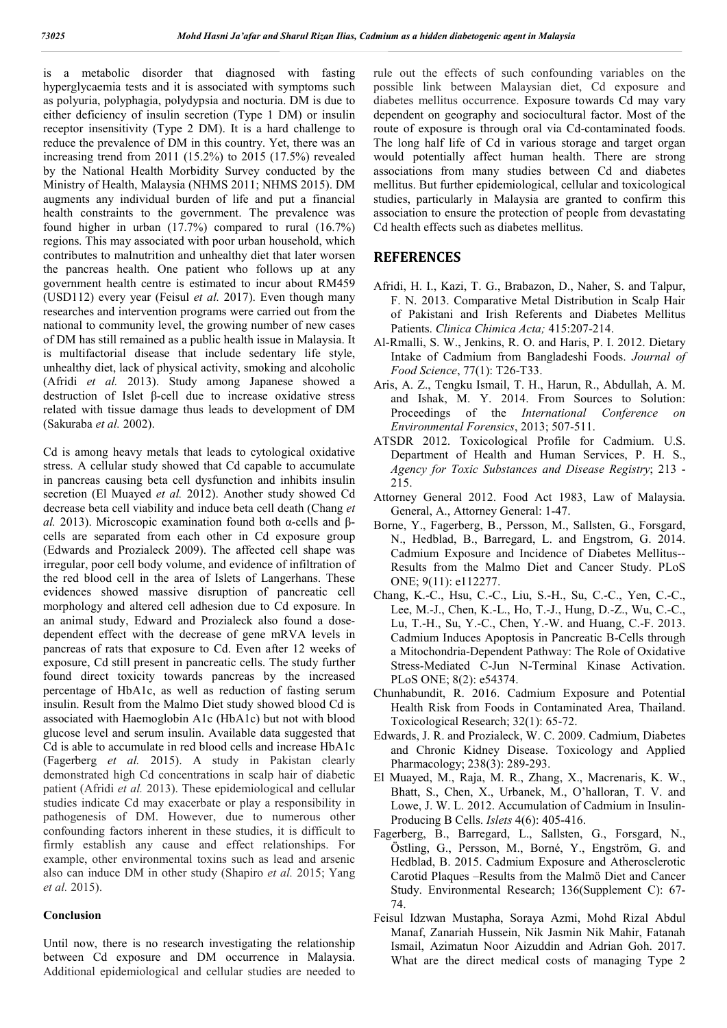is a metabolic disorder that diagnosed with fasting hyperglycaemia tests and it is associated with symptoms such as polyuria, polyphagia, polydypsia and nocturia. DM is due to either deficiency of insulin secretion (Type 1 DM) or insulin receptor insensitivity (Type 2 DM). It is a hard challenge to reduce the prevalence of DM in this country. Yet, there was an increasing trend from 2011 (15.2%) to 2015 (17.5%) revealed by the National Health Morbidity Survey conducted by the Ministry of Health, Malaysia (NHMS 2011; NHMS 2015). DM augments any individual burden of life and put a financial health constraints to the government. The prevalence was found higher in urban (17.7%) compared to rural (16.7%) regions. This may associated with poor urban household, which contributes to malnutrition and unhealthy diet that later worsen the pancreas health. One patient who follows up at any government health centre is estimated to incur about RM459 (USD112) every year (Feisul *et al.* 2017). Even though many researches and intervention programs were carried out from the national to community level, the growing number of new cases of DM has still remained as a public health issue in Malaysia. It is multifactorial disease that include sedentary life style, unhealthy diet, lack of physical activity, smoking and alcoholic (Afridi *et al.* 2013). Study among Japanese showed a destruction of Islet β-cell due to increase oxidative stress related with tissue damage thus leads to development of DM (Sakuraba *et al.* 2002).

Cd is among heavy metals that leads to cytological oxidative stress. A cellular study showed that Cd capable to accumulate in pancreas causing beta cell dysfunction and inhibits insulin secretion (El Muayed *et al.* 2012). Another study showed Cd decrease beta cell viability and induce beta cell death (Chang *et al.* 2013). Microscopic examination found both α-cells and β-cells are separated from each other in Cd exposure group (Edwards and Prozialeck 2009). The affected cell shape was irregular, poor cell body volume, and evidence of infiltration of the red blood cell in the area of Islets of Langerhans. These evidences showed massive disruption of pancreatic cell morphology and altered cell adhesion due to Cd exposure. In an animal study, Edward and Prozialeck also found a dose-dependent effect with the decrease of gene mRVA levels in pancreas of rats that exposure to Cd. Even after 12 weeks of exposure, Cd still present in pancreatic cells. The study further found direct toxicity towards pancreas by the increased percentage of HbA1c, as well as reduction of fasting serum insulin. Result from the Malmo Diet study showed blood Cd is associated with Haemoglobin A1c (HbA1c) but not with blood glucose level and serum insulin. Available data suggested that Cd is able to accumulate in red blood cells and increase HbA1c (Fagerberg *et al.* 2015). A study in Pakistan clearly demonstrated high Cd concentrations in scalp hair of diabetic patient (Afridi *et al.* 2013). These epidemiological and cellular studies indicate Cd may exacerbate or play a responsibility in pathogenesis of DM. However, due to numerous other confounding factors inherent in these studies, it is difficult to firmly establish any cause and effect relationships. For example, other environmental toxins such as lead and arsenic also can induce DM in other study (Shapiro *et al.* 2015; Yang *et al.* 2015).

### Conclusion

Until now, there is no research investigating the relationship between Cd exposure and DM occurrence in Malaysia. Additional epidemiological and cellular studies are needed to rule out the effects of such confounding variables on the possible link between Malaysian diet, Cd exposure and diabetes mellitus occurrence. Exposure towards Cd may vary dependent on geography and sociocultural factor. Most of the route of exposure is through oral via Cd-contaminated foods. The long half life of Cd in various storage and target organ would potentially affect human health. There are strong associations from many studies between Cd and diabetes mellitus. But further epidemiological, cellular and toxicological studies, particularly in Malaysia are granted to confirm this association to ensure the protection of people from devastating Cd health effects such as diabetes mellitus.

## REFERENCES

Afridi, H. I., Kazi, T. G., Brabazon, D., Naher, S. and Talpur, F. N. 2013. Comparative Metal Distribution in Scalp Hair of Pakistani and Irish Referents and Diabetes Mellitus Patients. *Clinica Chimica Acta;* 415:207-214.

Al-Rmalli, S. W., Jenkins, R. O. and Haris, P. I. 2012. Dietary Intake of Cadmium from Bangladeshi Foods. *Journal of Food Science*, 77(1): T26-T33.

Aris, A. Z., Tengku Ismail, T. H., Harun, R., Abdullah, A. M. and Ishak, M. Y. 2014. From Sources to Solution: Proceedings of the *International Conference on Environmental Forensics*, 2013; 507-511.

ATSDR 2012. Toxicological Profile for Cadmium. U.S. Department of Health and Human Services, P. H. S., *Agency for Toxic Substances and Disease Registry*; 213 - 215.

Attorney General 2012. Food Act 1983, Law of Malaysia. General, A., Attorney General: 1-47.

Borne, Y., Fagerberg, B., Persson, M., Sallsten, G., Forsgard, N., Hedblad, B., Barregard, L. and Engstrom, G. 2014. Cadmium Exposure and Incidence of Diabetes Mellitus--Results from the Malmo Diet and Cancer Study. PLoS ONE; 9(11): e112277.

Chang, K.-C., Hsu, C.-C., Liu, S.-H., Su, C.-C., Yen, C.-C., Lee, M.-J., Chen, K.-L., Ho, T.-J., Hung, D.-Z., Wu, C.-C., Lu, T.-H., Su, Y.-C., Chen, Y.-W. and Huang, C.-F. 2013. Cadmium Induces Apoptosis in Pancreatic B-Cells through a Mitochondria-Dependent Pathway: The Role of Oxidative Stress-Mediated C-Jun N-Terminal Kinase Activation. PLoS ONE; 8(2): e54374.

Chunhabundit, R. 2016. Cadmium Exposure and Potential Health Risk from Foods in Contaminated Area, Thailand. Toxicological Research; 32(1): 65-72.

Edwards, J. R. and Prozialeck, W. C. 2009. Cadmium, Diabetes and Chronic Kidney Disease. Toxicology and Applied Pharmacology; 238(3): 289-293.

El Muayed, M., Raja, M. R., Zhang, X., Macrenaris, K. W., Bhatt, S., Chen, X., Urbanek, M., O'halloran, T. V. and Lowe, J. W. L. 2012. Accumulation of Cadmium in Insulin-Producing B Cells. *Islets* 4(6): 405-416.

Fagerberg, B., Barregard, L., Sallsten, G., Forsgard, N., Östling, G., Persson, M., Borné, Y., Engström, G. and Hedblad, B. 2015. Cadmium Exposure and Atherosclerotic Carotid Plaques –Results from the Malmö Diet and Cancer Study. Environmental Research; 136(Supplement C): 67-74.

Feisul Idzwan Mustapha, Soraya Azmi, Mohd Rizal Abdul Manaf, Zanariah Hussein, Nik Jasmin Nik Mahir, Fatanah Ismail, Azimatun Noor Aizuddin and Adrian Goh. 2017. What are the direct medical costs of managing Type 2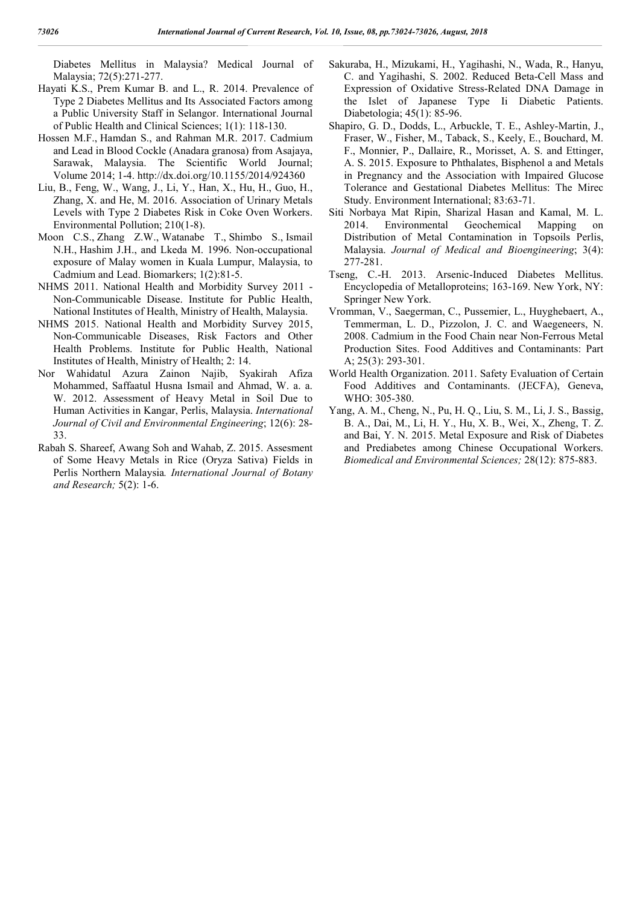Diabetes Mellitus in Malaysia? Medical Journal of Malaysia; 72(5):271-277.

Hayati K.S., Prem Kumar B. and L., R. 2014. Prevalence of Type 2 Diabetes Mellitus and Its Associated Factors among a Public University Staff in Selangor. International Journal of Public Health and Clinical Sciences; 1(1): 118-130.

Hossen M.F., Hamdan S., and Rahman M.R. 2017. Cadmium and Lead in Blood Cockle (Anadara granosa) from Asajaya, Sarawak, Malaysia. The Scientific World Journal; Volume 2014; 1-4. http://dx.doi.org/10.1155/2014/924360

Liu, B., Feng, W., Wang, J., Li, Y., Han, X., Hu, H., Guo, H., Zhang, X. and He, M. 2016. Association of Urinary Metals Levels with Type 2 Diabetes Risk in Coke Oven Workers. Environmental Pollution; 210(1-8).

Moon C.S., Zhang Z.W., Watanabe T., Shimbo S., Ismail N.H., Hashim J.H., and Lkeda M. 1996. Non-occupational exposure of Malay women in Kuala Lumpur, Malaysia, to Cadmium and Lead. Biomarkers; 1(2):81-5.

NHMS 2011. National Health and Morbidity Survey 2011 - Non-Communicable Disease. Institute for Public Health, National Institutes of Health, Ministry of Health, Malaysia.

NHMS 2015. National Health and Morbidity Survey 2015, Non-Communicable Diseases, Risk Factors and Other Health Problems. Institute for Public Health, National Institutes of Health, Ministry of Health; 2: 14.

Nor Wahidatul Azura Zainon Najib, Syakirah Afiza Mohammed, Saffaatul Husna Ismail and Ahmad, W. a. a. W. 2012. Assessment of Heavy Metal in Soil Due to Human Activities in Kangar, Perlis, Malaysia. *International Journal of Civil and Environmental Engineering*; 12(6): 28-33.

Rabah S. Shareef, Awang Soh and Wahab, Z. 2015. Assesment of Some Heavy Metals in Rice (Oryza Sativa) Fields in Perlis Northern Malaysia*. International Journal of Botany and Research;* 5(2): 1-6.

Sakuraba, H., Mizukami, H., Yagihashi, N., Wada, R., Hanyu, C. and Yagihashi, S. 2002. Reduced Beta-Cell Mass and Expression of Oxidative Stress-Related DNA Damage in the Islet of Japanese Type Ii Diabetic Patients. Diabetologia; 45(1): 85-96.

Shapiro, G. D., Dodds, L., Arbuckle, T. E., Ashley-Martin, J., Fraser, W., Fisher, M., Taback, S., Keely, E., Bouchard, M. F., Monnier, P., Dallaire, R., Morisset, A. S. and Ettinger, A. S. 2015. Exposure to Phthalates, Bisphenol a and Metals in Pregnancy and the Association with Impaired Glucose Tolerance and Gestational Diabetes Mellitus: The Mirec Study. Environment International; 83:63-71.

Siti Norbaya Mat Ripin, Sharizal Hasan and Kamal, M. L. 2014. Environmental Geochemical Mapping on Distribution of Metal Contamination in Topsoils Perlis, Malaysia. *Journal of Medical and Bioengineering*; 3(4): 277-281.

Tseng, C.-H. 2013. Arsenic-Induced Diabetes Mellitus. Encyclopedia of Metalloproteins; 163-169. New York, NY: Springer New York.

Vromman, V., Saegerman, C., Pussemier, L., Huyghebaert, A., Temmerman, L. D., Pizzolon, J. C. and Waegeneers, N. 2008. Cadmium in the Food Chain near Non-Ferrous Metal Production Sites. Food Additives and Contaminants: Part A; 25(3): 293-301.

World Health Organization. 2011. Safety Evaluation of Certain Food Additives and Contaminants. (JECFA), Geneva, WHO: 305-380.

Yang, A. M., Cheng, N., Pu, H. Q., Liu, S. M., Li, J. S., Bassig, B. A., Dai, M., Li, H. Y., Hu, X. B., Wei, X., Zheng, T. Z. and Bai, Y. N. 2015. Metal Exposure and Risk of Diabetes and Prediabetes among Chinese Occupational Workers. *Biomedical and Environmental Sciences;* 28(12): 875-883.